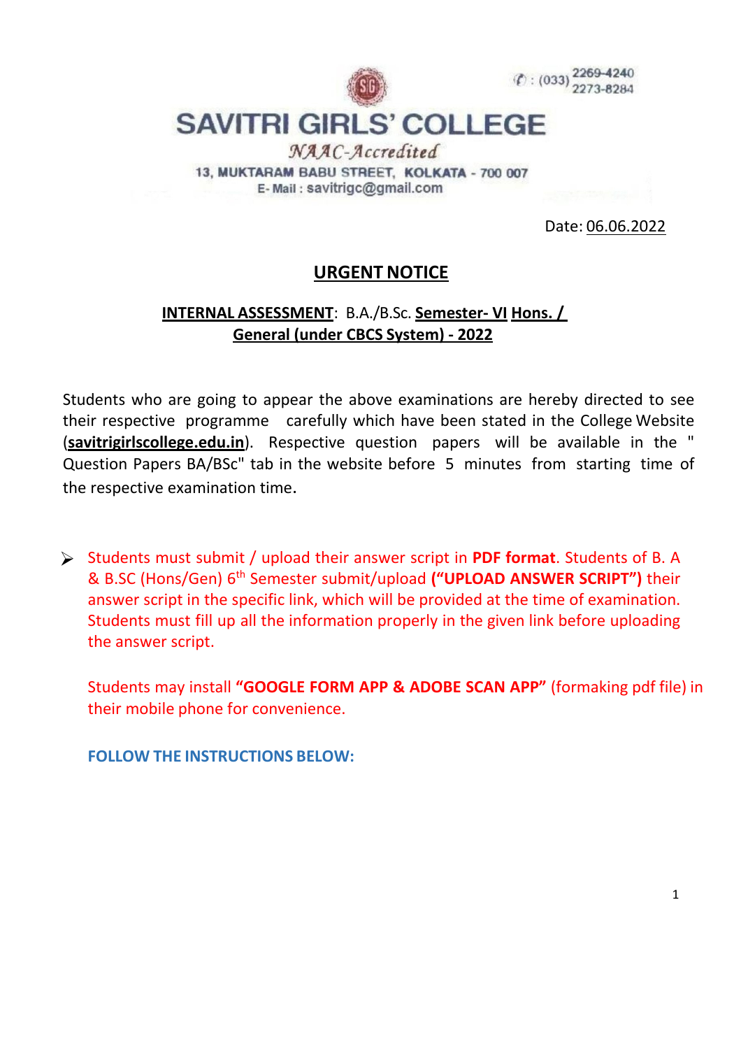(033) 2269-4240
2273-8284

# SAVITRI GIRLS' COLLEGE

*NAAC-Accredited*

13, MUKTARAM BABU STREET, KOLKATA - 700 007

E- Mail : savitrigc@gmail.com

Date: 06.06.2022

## URGENT NOTICE

**INTERNAL ASSESSMENT**: B.A./B.Sc. **Semester- VI Hons. / General (under CBCS System) - 2022**

Students who are going to appear the above examinations are hereby directed to see their respective programme carefully which have been stated in the College Website (**savitrigirlscollege.edu.in**). Respective question papers will be available in the " Question Papers BA/BSc" tab in the website before 5 minutes from starting time of the respective examination time.

- Students must submit / upload their answer script in **PDF format**. Students of B. A & B.SC (Hons/Gen) 6th Semester submit/upload **("UPLOAD ANSWER SCRIPT")** their answer script in the specific link, which will be provided at the time of examination. Students must fill up all the information properly in the given link before uploading the answer script.

  Students may install **"GOOGLE FORM APP & ADOBE SCAN APP"** (formaking pdf file) in their mobile phone for convenience.

  **FOLLOW THE INSTRUCTIONS BELOW:**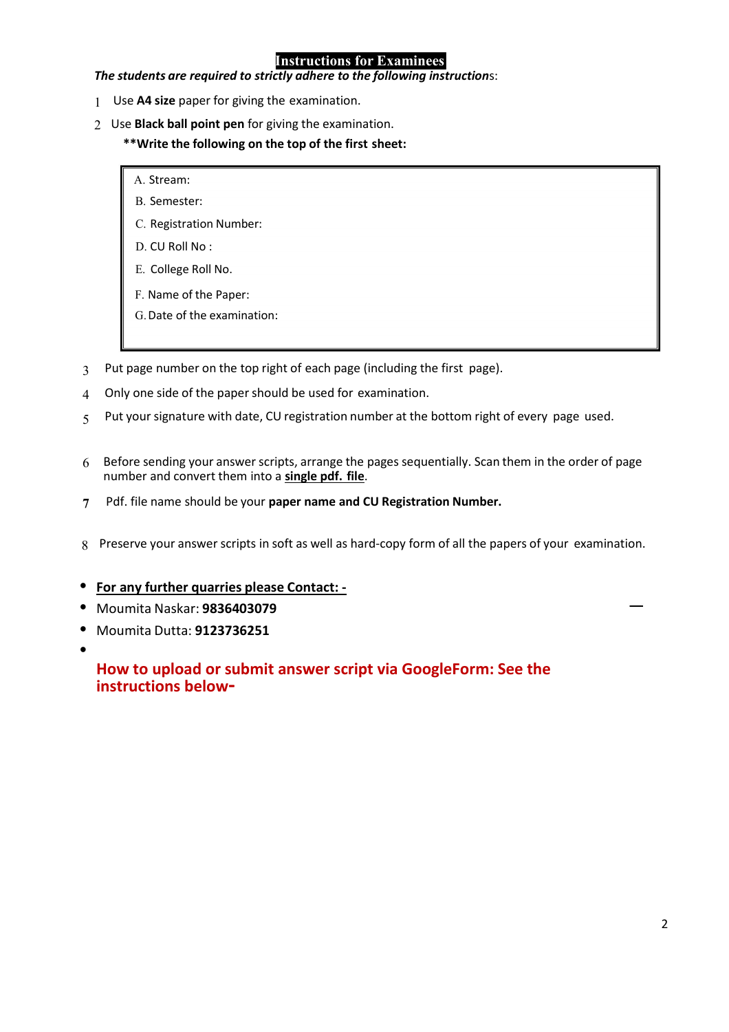# Instructions for Examinees

***The students are required to strictly adhere to the following instructions***:

1. Use **A4 size** paper for giving the examination.
2. Use **Black ball point pen** for giving the examination.

   **\*\*Write the following on the top of the first sheet:**

   > A. Stream:
   > B. Semester:
   > C. Registration Number:
   > D. CU Roll No :
   > E. College Roll No.
   > F. Name of the Paper:
   > G. Date of the examination:

3. Put page number on the top right of each page (including the first page).
4. Only one side of the paper should be used for examination.
5. Put your signature with date, CU registration number at the bottom right of every page used.
6. Before sending your answer scripts, arrange the pages sequentially. Scan them in the order of page number and convert them into a **single pdf. file**.
7. Pdf. file name should be your **paper name and CU Registration Number.**
8. Preserve your answer scripts in soft as well as hard-copy form of all the papers of your examination.

- **For any further quarries please Contact: -**
- Moumita Naskar: **9836403079**
- Moumita Dutta: **9123736251**

**How to upload or submit answer script via GoogleForm: See the instructions below-**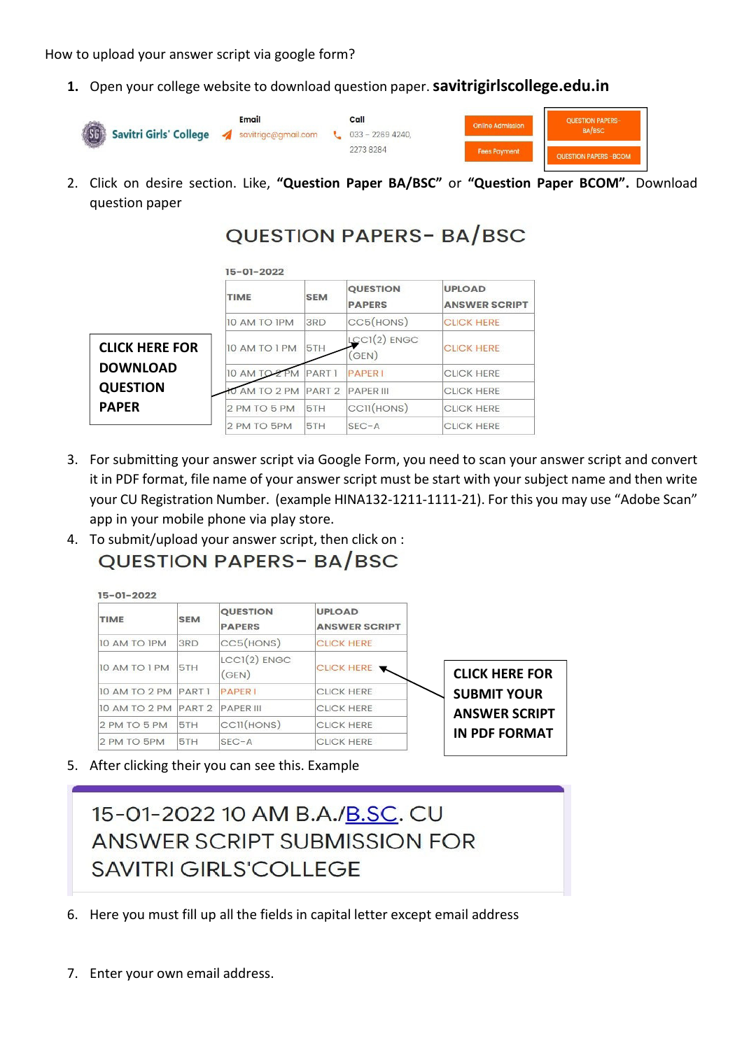How to upload your answer script via google form?

1. Open your college website to download question paper. **savitrigirlscollege.edu.in**

Savitri Girls' College | Email savitrigc@gmail.com | Call 033 – 2269 4240, 2273 8284 | Online Admission | Fees Payment | QUESTION PAPERS-BA/BSC | QUESTION PAPERS -BCOM

2. Click on desire section. Like, **"Question Paper BA/BSC"** or **"Question Paper BCOM".** Download question paper

QUESTION PAPERS- BA/BSC

15-01-2022

| TIME | SEM | QUESTION PAPERS | UPLOAD ANSWER SCRIPT |
|---|---|---|---|
| 10 AM TO 1PM | 3RD | CC5(HONS) | CLICK HERE |
| 10 AM TO 1 PM | 5TH | LCC1(2) ENGC (GEN) | CLICK HERE |
| 10 AM TO 2 PM | PART 1 | PAPER I | CLICK HERE |
| 10 AM TO 2 PM | PART 2 | PAPER III | CLICK HERE |
| 2 PM TO 5 PM | 5TH | CC11(HONS) | CLICK HERE |
| 2 PM TO 5PM | 5TH | SEC-A | CLICK HERE |

**CLICK HERE FOR DOWNLOAD QUESTION PAPER**

3. For submitting your answer script via Google Form, you need to scan your answer script and convert it in PDF format, file name of your answer script must be start with your subject name and then write your CU Registration Number. (example HINA132-1211-1111-21). For this you may use "Adobe Scan" app in your mobile phone via play store.
4. To submit/upload your answer script, then click on :

QUESTION PAPERS- BA/BSC

15-01-2022

| TIME | SEM | QUESTION PAPERS | UPLOAD ANSWER SCRIPT |
|---|---|---|---|
| 10 AM TO 1PM | 3RD | CC5(HONS) | CLICK HERE |
| 10 AM TO 1 PM | 5TH | LCC1(2) ENGC (GEN) | CLICK HERE |
| 10 AM TO 2 PM | PART 1 | PAPER I | CLICK HERE |
| 10 AM TO 2 PM | PART 2 | PAPER III | CLICK HERE |
| 2 PM TO 5 PM | 5TH | CC11(HONS) | CLICK HERE |
| 2 PM TO 5PM | 5TH | SEC-A | CLICK HERE |

**CLICK HERE FOR SUBMIT YOUR ANSWER SCRIPT IN PDF FORMAT**

5. After clicking their you can see this. Example

15-01-2022 10 AM B.A./B.SC. CU ANSWER SCRIPT SUBMISSION FOR SAVITRI GIRLS'COLLEGE

6. Here you must fill up all the fields in capital letter except email address

7. Enter your own email address.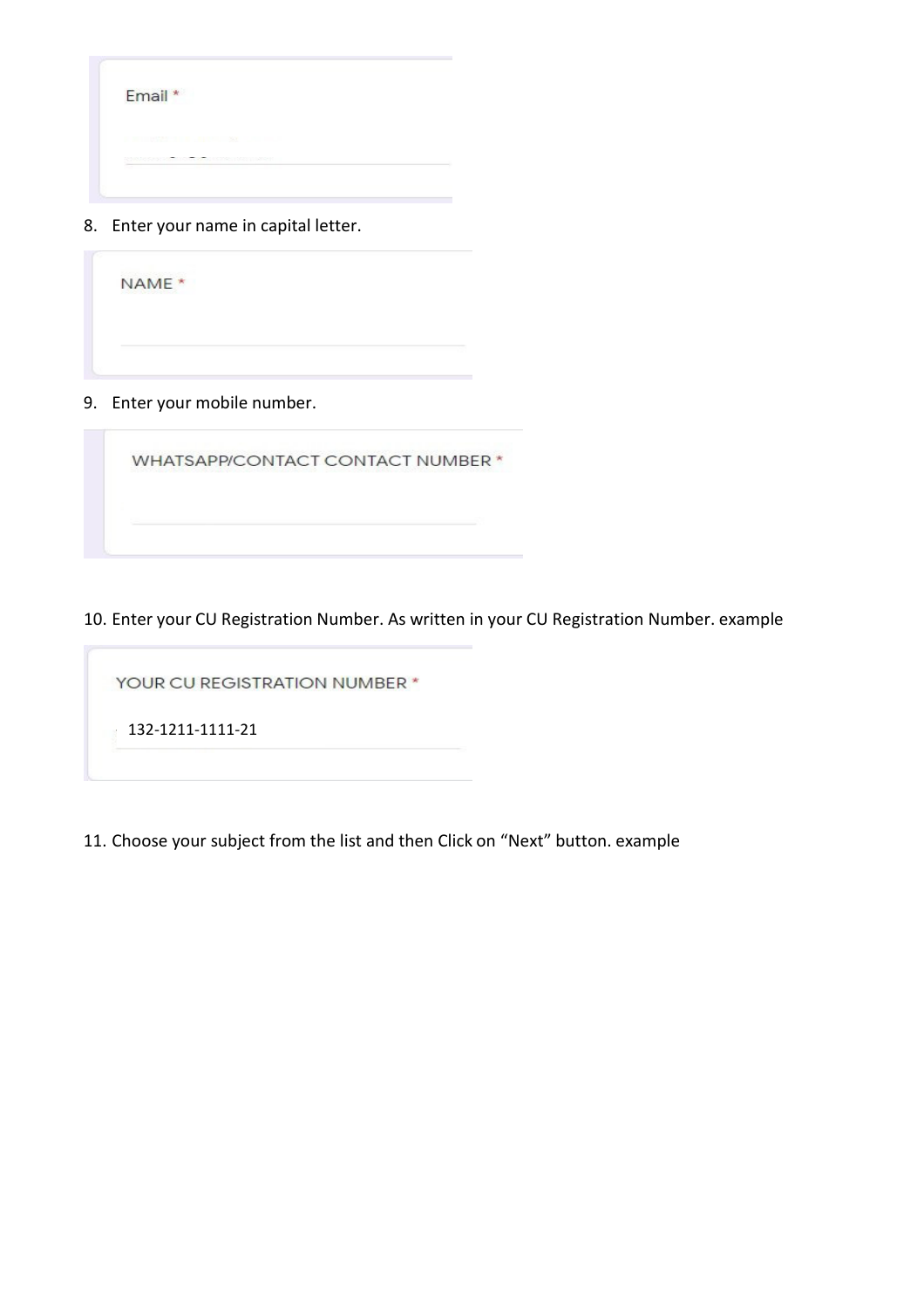Email *

8. Enter your name in capital letter.

NAME *

9. Enter your mobile number.

WHATSAPP/CONTACT CONTACT NUMBER *

10. Enter your CU Registration Number. As written in your CU Registration Number. example

YOUR CU REGISTRATION NUMBER *

132-1211-1111-21

11. Choose your subject from the list and then Click on "Next" button. example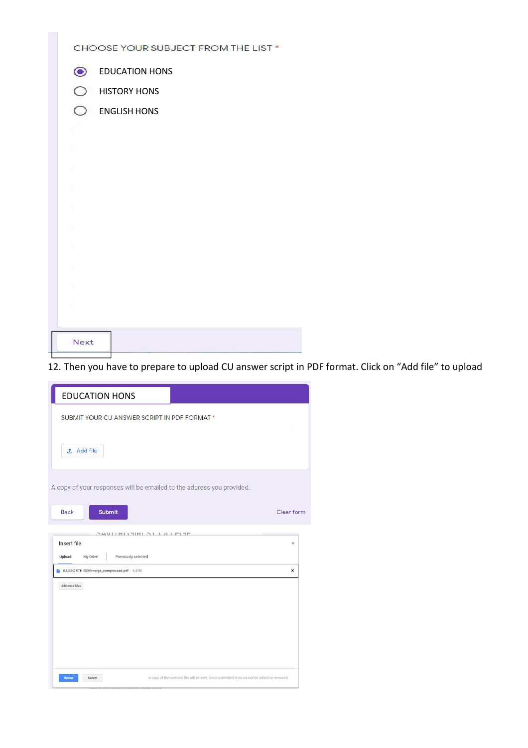CHOOSE YOUR SUBJECT FROM THE LIST *

- EDUCATION HONS
- HISTORY HONS
- ENGLISH HONS

Next

12. Then you have to prepare to upload CU answer script in PDF format. Click on "Add file" to upload

EDUCATION HONS

SUBMIT YOUR CU ANSWER SCRIPT IN PDF FORMAT *

Add file

A copy of your responses will be emailed to the address you provided.

Back | Submit | Clear form

Insert file

Upload | My Drive | Previously selected

BA,BSC 5TH SEM merge_compressed.pdf 5.47M

Add more files

Upload | Cancel

A copy of the selected file will be sent. Once submitted, files cannot be edited or removed.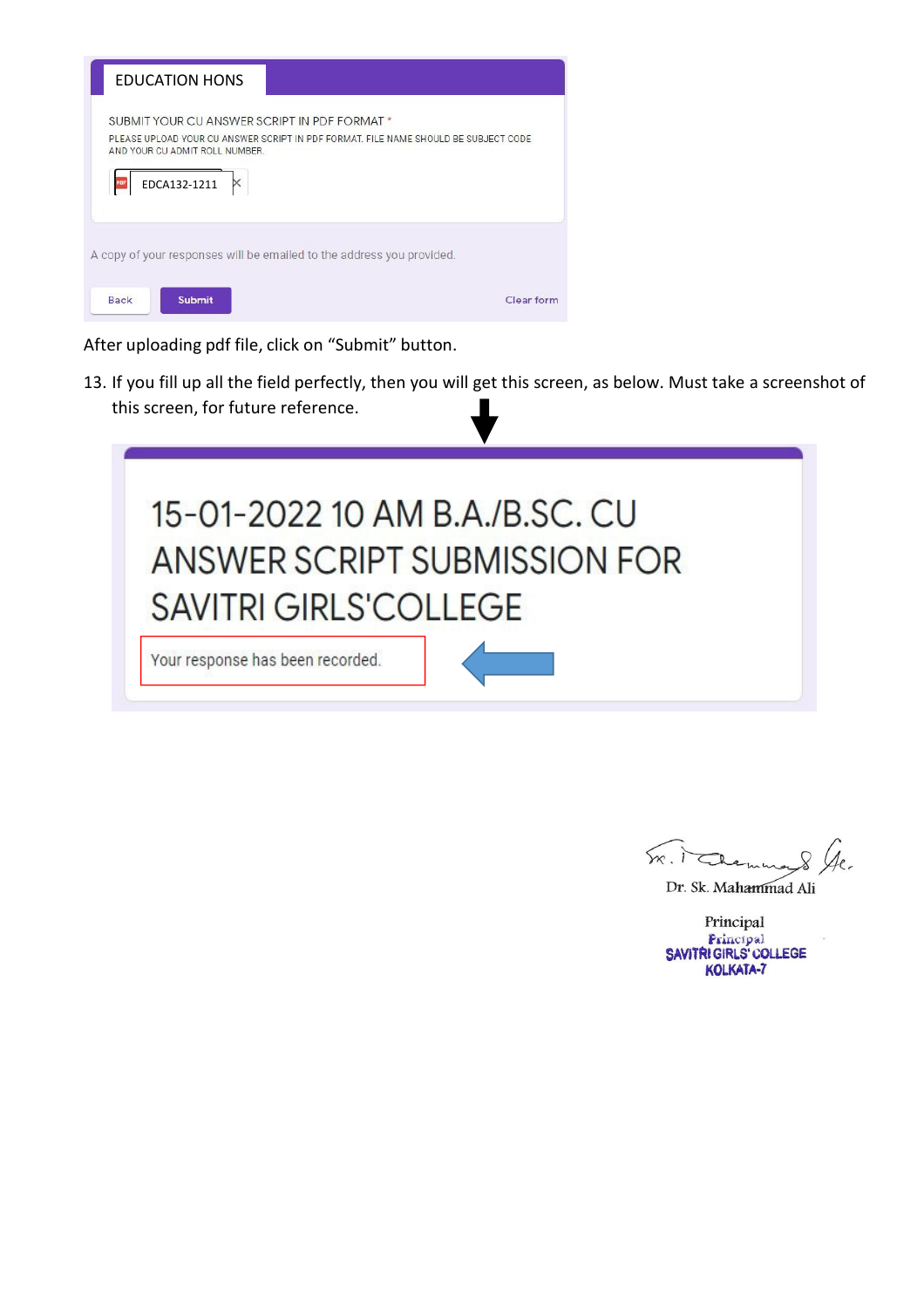EDUCATION HONS

SUBMIT YOUR CU ANSWER SCRIPT IN PDF FORMAT *

PLEASE UPLOAD YOUR CU ANSWER SCRIPT IN PDF FORMAT. FILE NAME SHOULD BE SUBJECT CODE AND YOUR CU ADMIT ROLL NUMBER.

EDCA132-1211

A copy of your responses will be emailed to the address you provided.

Back Submit Clear form

After uploading pdf file, click on “Submit” button.

13. If you fill up all the field perfectly, then you will get this screen, as below. Must take a screenshot of this screen, for future reference.

15-01-2022 10 AM B.A./B.SC. CU ANSWER SCRIPT SUBMISSION FOR SAVITRI GIRLS'COLLEGE

Your response has been recorded.

Dr. Sk. Mahammad Ali

Principal

Principal
SAVITRI GIRLS' COLLEGE
KOLKATA-7